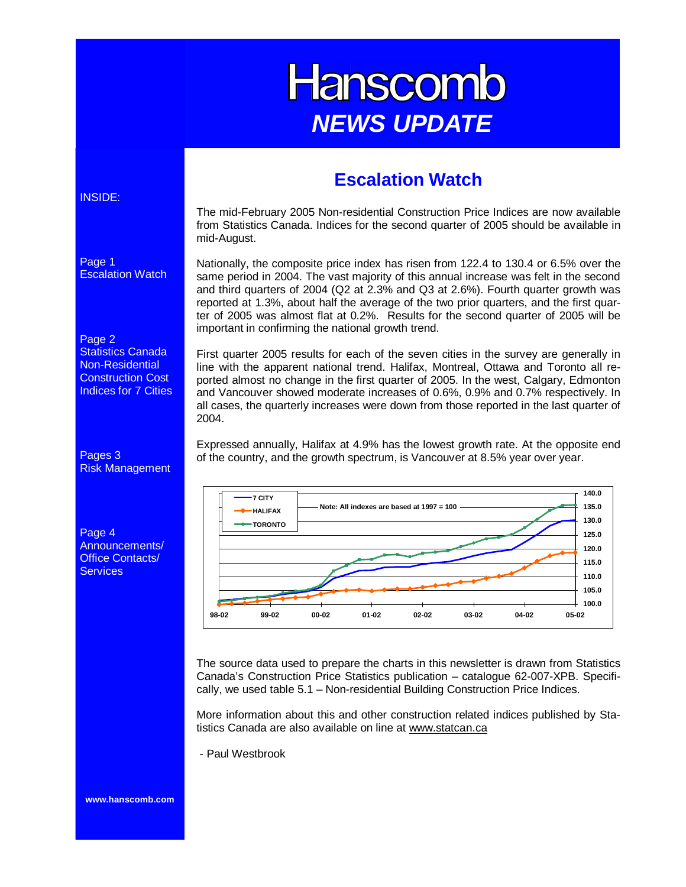# Hanscomb

## *NEWS UPDATE*

INSIDE:

Page 1
Escalation Watch

Page 2
Statistics Canada Non-Residential Construction Cost Indices for 7 Cities

Pages 3
Risk Management

Page 4
Announcements/ Office Contacts/ Services

www.hanscomb.com

## Escalation Watch

The mid-February 2005 Non-residential Construction Price Indices are now available from Statistics Canada. Indices for the second quarter of 2005 should be available in mid-August.

Nationally, the composite price index has risen from 122.4 to 130.4 or 6.5% over the same period in 2004. The vast majority of this annual increase was felt in the second and third quarters of 2004 (Q2 at 2.3% and Q3 at 2.6%). Fourth quarter growth was reported at 1.3%, about half the average of the two prior quarters, and the first quarter of 2005 was almost flat at 0.2%. Results for the second quarter of 2005 will be important in confirming the national growth trend.

First quarter 2005 results for each of the seven cities in the survey are generally in line with the apparent national trend. Halifax, Montreal, Ottawa and Toronto all reported almost no change in the first quarter of 2005. In the west, Calgary, Edmonton and Vancouver showed moderate increases of 0.6%, 0.9% and 0.7% respectively. In all cases, the quarterly increases were down from those reported in the last quarter of 2004.

Expressed annually, Halifax at 4.9% has the lowest growth rate. At the opposite end of the country, and the growth spectrum, is Vancouver at 8.5% year over year.

Legend: 7 CITY, HALIFAX, TORONTO

Note: All indexes are based at 1997 = 100

The source data used to prepare the charts in this newsletter is drawn from Statistics Canada's Construction Price Statistics publication – catalogue 62-007-XPB. Specifically, we used table 5.1 – Non-residential Building Construction Price Indices.

More information about this and other construction related indices published by Statistics Canada are also available on line at www.statcan.ca

- Paul Westbrook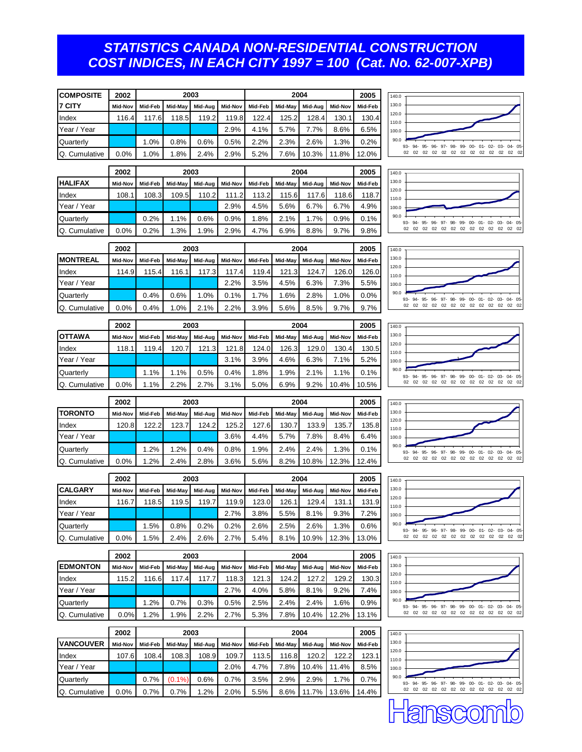# STATISTICS CANADA NON-RESIDENTIAL CONSTRUCTION COST INDICES, IN EACH CITY 1997 = 100 (Cat. No. 62-007-XPB)

| COMPOSITE | 2002 | 2003 | | | | 2004 | | | | 2005 |
|---|---|---|---|---|---|---|---|---|---|---|
| 7 CITY | Mid-Nov | Mid-Feb | Mid-May | Mid-Aug | Mid-Nov | Mid-Feb | Mid-May | Mid-Aug | Mid-Nov | Mid-Feb |
| Index | 116.4 | 117.6 | 118.5 | 119.2 | 119.8 | 122.4 | 125.2 | 128.4 | 130.1 | 130.4 |
| Year / Year | | | | | 2.9% | 4.1% | 5.7% | 7.7% | 8.6% | 6.5% |
| Quarterly | | 1.0% | 0.8% | 0.6% | 0.5% | 2.2% | 2.3% | 2.6% | 1.3% | 0.2% |
| Q. Cumulative | 0.0% | 1.0% | 1.8% | 2.4% | 2.9% | 5.2% | 7.6% | 10.3% | 11.8% | 12.0% |

| | 2002 | 2003 | | | | 2004 | | | | 2005 |
|---|---|---|---|---|---|---|---|---|---|---|
| HALIFAX | Mid-Nov | Mid-Feb | Mid-May | Mid-Aug | Mid-Nov | Mid-Feb | Mid-May | Mid-Aug | Mid-Nov | Mid-Feb |
| Index | 108.1 | 108.3 | 109.5 | 110.2 | 111.2 | 113.2 | 115.6 | 117.6 | 118.6 | 118.7 |
| Year / Year | | | | | 2.9% | 4.5% | 5.6% | 6.7% | 6.7% | 4.9% |
| Quarterly | | 0.2% | 1.1% | 0.6% | 0.9% | 1.8% | 2.1% | 1.7% | 0.9% | 0.1% |
| Q. Cumulative | 0.0% | 0.2% | 1.3% | 1.9% | 2.9% | 4.7% | 6.9% | 8.8% | 9.7% | 9.8% |

| | 2002 | 2003 | | | | 2004 | | | | 2005 |
|---|---|---|---|---|---|---|---|---|---|---|
| MONTREAL | Mid-Nov | Mid-Feb | Mid-May | Mid-Aug | Mid-Nov | Mid-Feb | Mid-May | Mid-Aug | Mid-Nov | Mid-Feb |
| Index | 114.9 | 115.4 | 116.1 | 117.3 | 117.4 | 119.4 | 121.3 | 124.7 | 126.0 | 126.0 |
| Year / Year | | | | | 2.2% | 3.5% | 4.5% | 6.3% | 7.3% | 5.5% |
| Quarterly | | 0.4% | 0.6% | 1.0% | 0.1% | 1.7% | 1.6% | 2.8% | 1.0% | 0.0% |
| Q. Cumulative | 0.0% | 0.4% | 1.0% | 2.1% | 2.2% | 3.9% | 5.6% | 8.5% | 9.7% | 9.7% |

| | 2002 | 2003 | | | | 2004 | | | | 2005 |
|---|---|---|---|---|---|---|---|---|---|---|
| OTTAWA | Mid-Nov | Mid-Feb | Mid-May | Mid-Aug | Mid-Nov | Mid-Feb | Mid-May | Mid-Aug | Mid-Nov | Mid-Feb |
| Index | 118.1 | 119.4 | 120.7 | 121.3 | 121.8 | 124.0 | 126.3 | 129.0 | 130.4 | 130.5 |
| Year / Year | | | | | 3.1% | 3.9% | 4.6% | 6.3% | 7.1% | 5.2% |
| Quarterly | | 1.1% | 1.1% | 0.5% | 0.4% | 1.8% | 1.9% | 2.1% | 1.1% | 0.1% |
| Q. Cumulative | 0.0% | 1.1% | 2.2% | 2.7% | 3.1% | 5.0% | 6.9% | 9.2% | 10.4% | 10.5% |

| | 2002 | 2003 | | | | 2004 | | | | 2005 |
|---|---|---|---|---|---|---|---|---|---|---|
| TORONTO | Mid-Nov | Mid-Feb | Mid-May | Mid-Aug | Mid-Nov | Mid-Feb | Mid-May | Mid-Aug | Mid-Nov | Mid-Feb |
| Index | 120.8 | 122.2 | 123.7 | 124.2 | 125.2 | 127.6 | 130.7 | 133.9 | 135.7 | 135.8 |
| Year / Year | | | | | 3.6% | 4.4% | 5.7% | 7.8% | 8.4% | 6.4% |
| Quarterly | | 1.2% | 1.2% | 0.4% | 0.8% | 1.9% | 2.4% | 2.4% | 1.3% | 0.1% |
| Q. Cumulative | 0.0% | 1.2% | 2.4% | 2.8% | 3.6% | 5.6% | 8.2% | 10.8% | 12.3% | 12.4% |

| | 2002 | 2003 | | | | 2004 | | | | 2005 |
|---|---|---|---|---|---|---|---|---|---|---|
| CALGARY | Mid-Nov | Mid-Feb | Mid-May | Mid-Aug | Mid-Nov | Mid-Feb | Mid-May | Mid-Aug | Mid-Nov | Mid-Feb |
| Index | 116.7 | 118.5 | 119.5 | 119.7 | 119.9 | 123.0 | 126.1 | 129.4 | 131.1 | 131.9 |
| Year / Year | | | | | 2.7% | 3.8% | 5.5% | 8.1% | 9.3% | 7.2% |
| Quarterly | | 1.5% | 0.8% | 0.2% | 0.2% | 2.6% | 2.5% | 2.6% | 1.3% | 0.6% |
| Q. Cumulative | 0.0% | 1.5% | 2.4% | 2.6% | 2.7% | 5.4% | 8.1% | 10.9% | 12.3% | 13.0% |

| | 2002 | 2003 | | | | 2004 | | | | 2005 |
|---|---|---|---|---|---|---|---|---|---|---|
| EDMONTON | Mid-Nov | Mid-Feb | Mid-May | Mid-Aug | Mid-Nov | Mid-Feb | Mid-May | Mid-Aug | Mid-Nov | Mid-Feb |
| Index | 115.2 | 116.6 | 117.4 | 117.7 | 118.3 | 121.3 | 124.2 | 127.2 | 129.2 | 130.3 |
| Year / Year | | | | | 2.7% | 4.0% | 5.8% | 8.1% | 9.2% | 7.4% |
| Quarterly | | 1.2% | 0.7% | 0.3% | 0.5% | 2.5% | 2.4% | 2.4% | 1.6% | 0.9% |
| Q. Cumulative | 0.0% | 1.2% | 1.9% | 2.2% | 2.7% | 5.3% | 7.8% | 10.4% | 12.2% | 13.1% |

| | 2002 | 2003 | | | | 2004 | | | | 2005 |
|---|---|---|---|---|---|---|---|---|---|---|
| VANCOUVER | Mid-Nov | Mid-Feb | Mid-May | Mid-Aug | Mid-Nov | Mid-Feb | Mid-May | Mid-Aug | Mid-Nov | Mid-Feb |
| Index | 107.6 | 108.4 | 108.3 | 108.9 | 109.7 | 113.5 | 116.8 | 120.2 | 122.2 | 123.1 |
| Year / Year | | | | | 2.0% | 4.7% | 7.8% | 10.4% | 11.4% | 8.5% |
| Quarterly | | 0.7% | (0.1%) | 0.6% | 0.7% | 3.5% | 2.9% | 2.9% | 1.7% | 0.7% |
| Q. Cumulative | 0.0% | 0.7% | 0.7% | 1.2% | 2.0% | 5.5% | 8.6% | 11.7% | 13.6% | 14.4% |

Hanscomb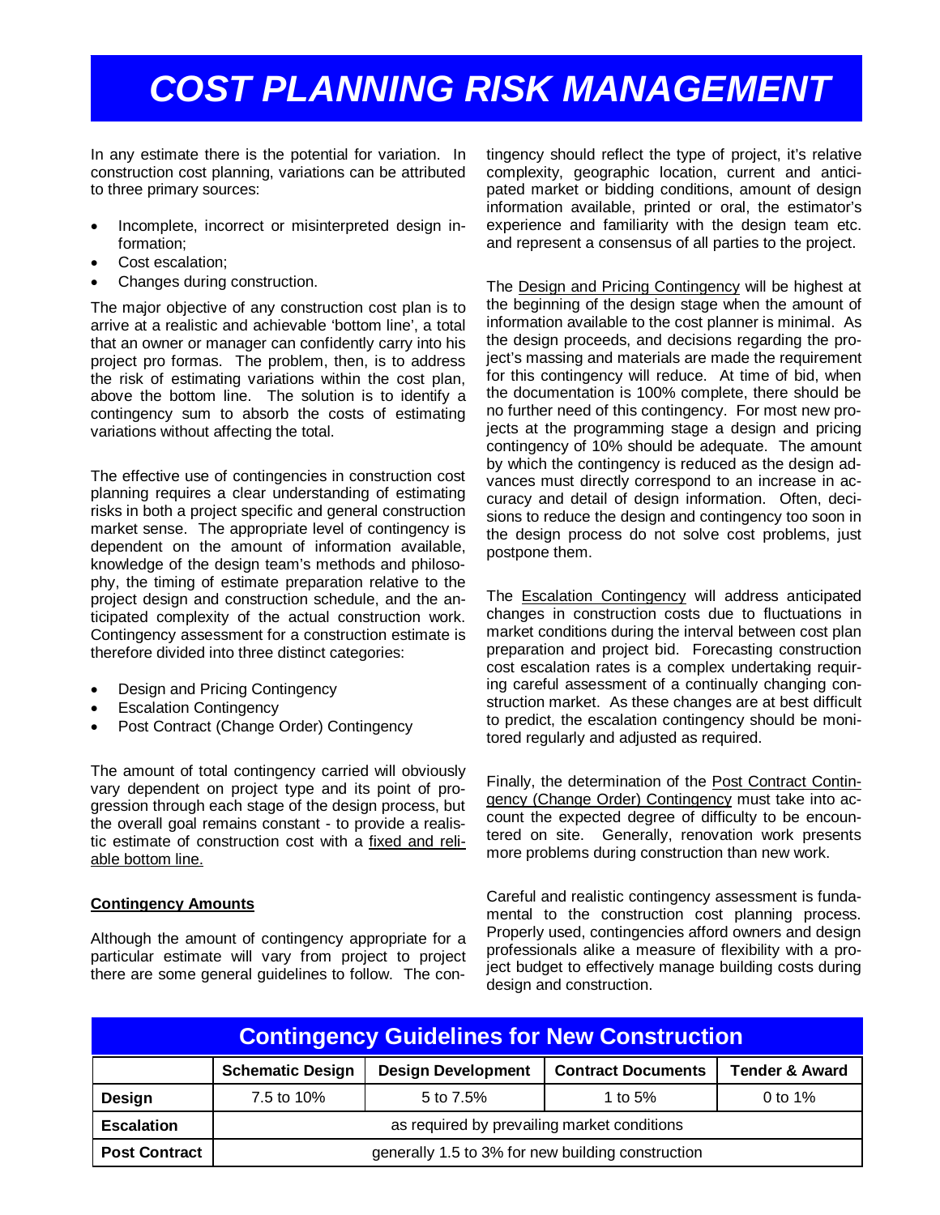# COST PLANNING RISK MANAGEMENT

In any estimate there is the potential for variation. In construction cost planning, variations can be attributed to three primary sources:

- Incomplete, incorrect or misinterpreted design information;
- Cost escalation;
- Changes during construction.

The major objective of any construction cost plan is to arrive at a realistic and achievable 'bottom line', a total that an owner or manager can confidently carry into his project pro formas. The problem, then, is to address the risk of estimating variations within the cost plan, above the bottom line. The solution is to identify a contingency sum to absorb the costs of estimating variations without affecting the total.

The effective use of contingencies in construction cost planning requires a clear understanding of estimating risks in both a project specific and general construction market sense. The appropriate level of contingency is dependent on the amount of information available, knowledge of the design team's methods and philosophy, the timing of estimate preparation relative to the project design and construction schedule, and the anticipated complexity of the actual construction work. Contingency assessment for a construction estimate is therefore divided into three distinct categories:

- Design and Pricing Contingency
- Escalation Contingency
- Post Contract (Change Order) Contingency

The amount of total contingency carried will obviously vary dependent on project type and its point of progression through each stage of the design process, but the overall goal remains constant - to provide a realistic estimate of construction cost with a fixed and reliable bottom line.

**Contingency Amounts**

Although the amount of contingency appropriate for a particular estimate will vary from project to project there are some general guidelines to follow. The contingency should reflect the type of project, it's relative complexity, geographic location, current and anticipated market or bidding conditions, amount of design information available, printed or oral, the estimator's experience and familiarity with the design team etc. and represent a consensus of all parties to the project.

The Design and Pricing Contingency will be highest at the beginning of the design stage when the amount of information available to the cost planner is minimal. As the design proceeds, and decisions regarding the project's massing and materials are made the requirement for this contingency will reduce. At time of bid, when the documentation is 100% complete, there should be no further need of this contingency. For most new projects at the programming stage a design and pricing contingency of 10% should be adequate. The amount by which the contingency is reduced as the design advances must directly correspond to an increase in accuracy and detail of design information. Often, decisions to reduce the design and contingency too soon in the design process do not solve cost problems, just postpone them.

The Escalation Contingency will address anticipated changes in construction costs due to fluctuations in market conditions during the interval between cost plan preparation and project bid. Forecasting construction cost escalation rates is a complex undertaking requiring careful assessment of a continually changing construction market. As these changes are at best difficult to predict, the escalation contingency should be monitored regularly and adjusted as required.

Finally, the determination of the Post Contract Contingency (Change Order) Contingency must take into account the expected degree of difficulty to be encountered on site. Generally, renovation work presents more problems during construction than new work.

Careful and realistic contingency assessment is fundamental to the construction cost planning process. Properly used, contingencies afford owners and design professionals alike a measure of flexibility with a project budget to effectively manage building costs during design and construction.

## Contingency Guidelines for New Construction

| | Schematic Design | Design Development | Contract Documents | Tender & Award |
|---|---|---|---|---|
| **Design** | 7.5 to 10% | 5 to 7.5% | 1 to 5% | 0 to 1% |
| **Escalation** | as required by prevailing market conditions | | | |
| **Post Contract** | generally 1.5 to 3% for new building construction | | | |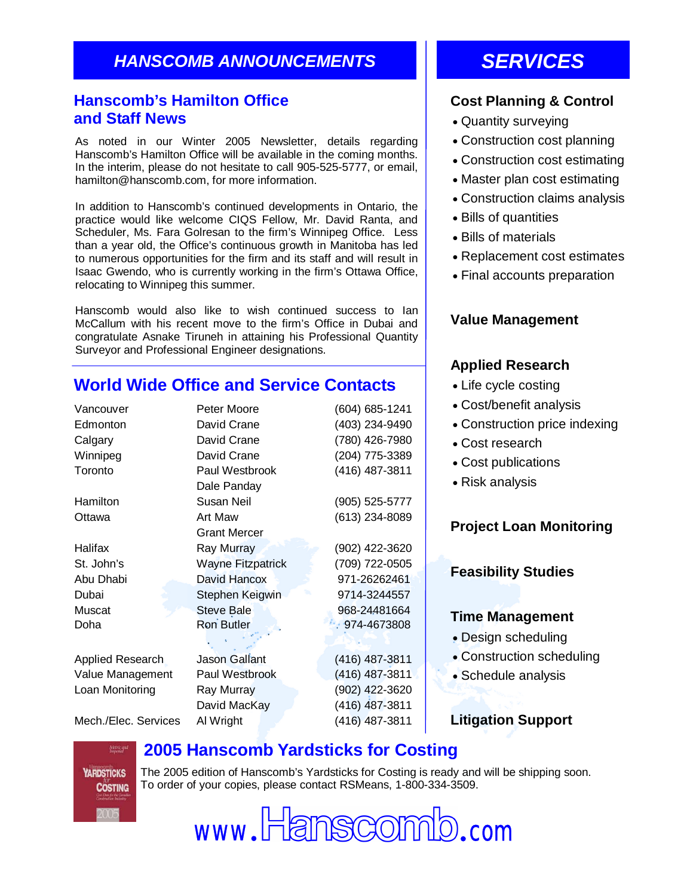## HANSCOMB ANNOUNCEMENTS

### Hanscomb's Hamilton Office and Staff News

As noted in our Winter 2005 Newsletter, details regarding Hanscomb's Hamilton Office will be available in the coming months. In the interim, please do not hesitate to call 905-525-5777, or email, hamilton@hanscomb.com, for more information.

In addition to Hanscomb's continued developments in Ontario, the practice would like welcome CIQS Fellow, Mr. David Ranta, and Scheduler, Ms. Fara Golresan to the firm's Winnipeg Office. Less than a year old, the Office's continuous growth in Manitoba has led to numerous opportunities for the firm and its staff and will result in Isaac Gwendo, who is currently working in the firm's Ottawa Office, relocating to Winnipeg this summer.

Hanscomb would also like to wish continued success to Ian McCallum with his recent move to the firm's Office in Dubai and congratulate Asnake Tiruneh in attaining his Professional Quantity Surveyor and Professional Engineer designations.

### World Wide Office and Service Contacts

| | | |
|---|---|---|
| Vancouver | Peter Moore | (604) 685-1241 |
| Edmonton | David Crane | (403) 234-9490 |
| Calgary | David Crane | (780) 426-7980 |
| Winnipeg | David Crane | (204) 775-3389 |
| Toronto | Paul Westbrook | (416) 487-3811 |
| | Dale Panday | |
| Hamilton | Susan Neil | (905) 525-5777 |
| Ottawa | Art Maw | (613) 234-8089 |
| | Grant Mercer | |
| Halifax | Ray Murray | (902) 422-3620 |
| St. John's | Wayne Fitzpatrick | (709) 722-0505 |
| Abu Dhabi | David Hancox | 971-26262461 |
| Dubai | Stephen Keigwin | 9714-3244557 |
| Muscat | Steve Bale | 968-24481664 |
| Doha | Ron Butler | 974-4673808 |
| Applied Research | Jason Gallant | (416) 487-3811 |
| Value Management | Paul Westbrook | (416) 487-3811 |
| Loan Monitoring | Ray Murray | (902) 422-3620 |
| | David MacKay | (416) 487-3811 |
| Mech./Elec. Services | Al Wright | (416) 487-3811 |

## SERVICES

### Cost Planning & Control

- Quantity surveying
- Construction cost planning
- Construction cost estimating
- Master plan cost estimating
- Construction claims analysis
- Bills of quantities
- Bills of materials
- Replacement cost estimates
- Final accounts preparation

### Value Management

### Applied Research

- Life cycle costing
- Cost/benefit analysis
- Construction price indexing
- Cost research
- Cost publications
- Risk analysis

### Project Loan Monitoring

### Feasibility Studies

### Time Management

- Design scheduling
- Construction scheduling
- Schedule analysis

### Litigation Support

### 2005 Hanscomb Yardsticks for Costing

The 2005 edition of Hanscomb's Yardsticks for Costing is ready and will be shipping soon. To order of your copies, please contact RSMeans, 1-800-334-3509.

www.Hanscomb.com